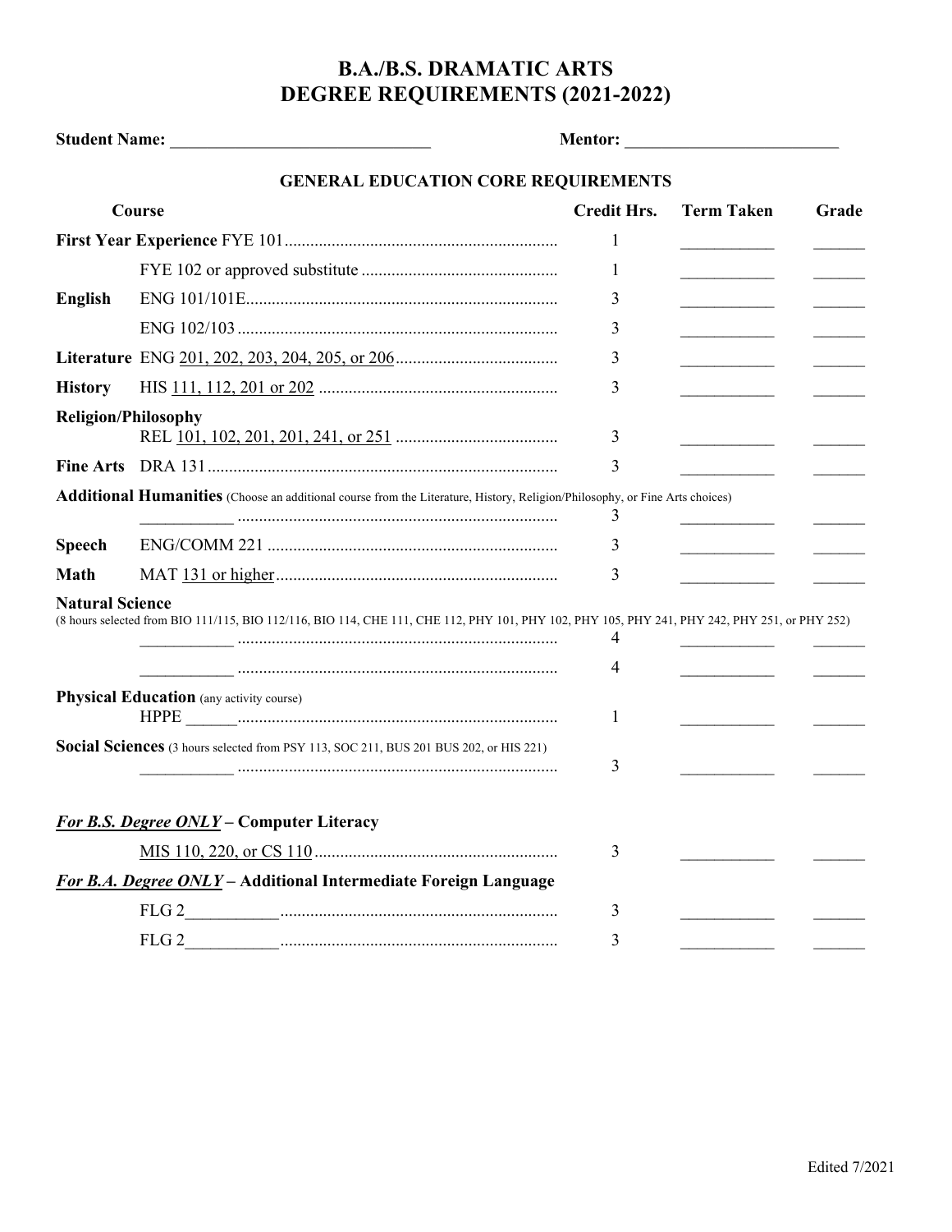# B.A./B.S. DRAMATIC ARTS
# DEGREE REQUIREMENTS (2021-2022)

**Student Name:** ______________________________ **Mentor:** _________________________

## GENERAL EDUCATION CORE REQUIREMENTS

| Course | | Credit Hrs. | Term Taken | Grade |
|---|---|---|---|---|
| **First Year Experience** | FYE 101 | 1 | ___________ | ______ |
| | FYE 102 or approved substitute | 1 | ___________ | ______ |
| **English** | ENG 101/101E | 3 | ___________ | ______ |
| | ENG 102/103 | 3 | ___________ | ______ |
| **Literature** | ENG 201, 202, 203, 204, 205, or 206 | 3 | ___________ | ______ |
| **History** | HIS 111, 112, 201 or 202 | 3 | ___________ | ______ |
| **Religion/Philosophy** | REL 101, 102, 201, 201, 241, or 251 | 3 | ___________ | ______ |
| **Fine Arts** | DRA 131 | 3 | ___________ | ______ |
| **Additional Humanities** (Choose an additional course from the Literature, History, Religion/Philosophy, or Fine Arts choices) | ___________ | 3 | ___________ | ______ |
| **Speech** | ENG/COMM 221 | 3 | ___________ | ______ |
| **Math** | MAT 131 or higher | 3 | ___________ | ______ |
| **Natural Science** (8 hours selected from BIO 111/115, BIO 112/116, BIO 114, CHE 111, CHE 112, PHY 101, PHY 102, PHY 105, PHY 241, PHY 242, PHY 251, or PHY 252) | ___________ | 4 | ___________ | ______ |
| | ___________ | 4 | ___________ | ______ |
| **Physical Education** (any activity course) | HPPE ______ | 1 | ___________ | ______ |
| **Social Sciences** (3 hours selected from PSY 113, SOC 211, BUS 201 BUS 202, or HIS 221) | ___________ | 3 | ___________ | ______ |
| ***For B.S. Degree ONLY*** **– Computer Literacy** | | | | |
| | MIS 110, 220, or CS 110 | 3 | ___________ | ______ |
| ***For B.A. Degree ONLY*** **– Additional Intermediate Foreign Language** | | | | |
| | FLG 2___________ | 3 | ___________ | ______ |
| | FLG 2___________ | 3 | ___________ | ______ |

Edited 7/2021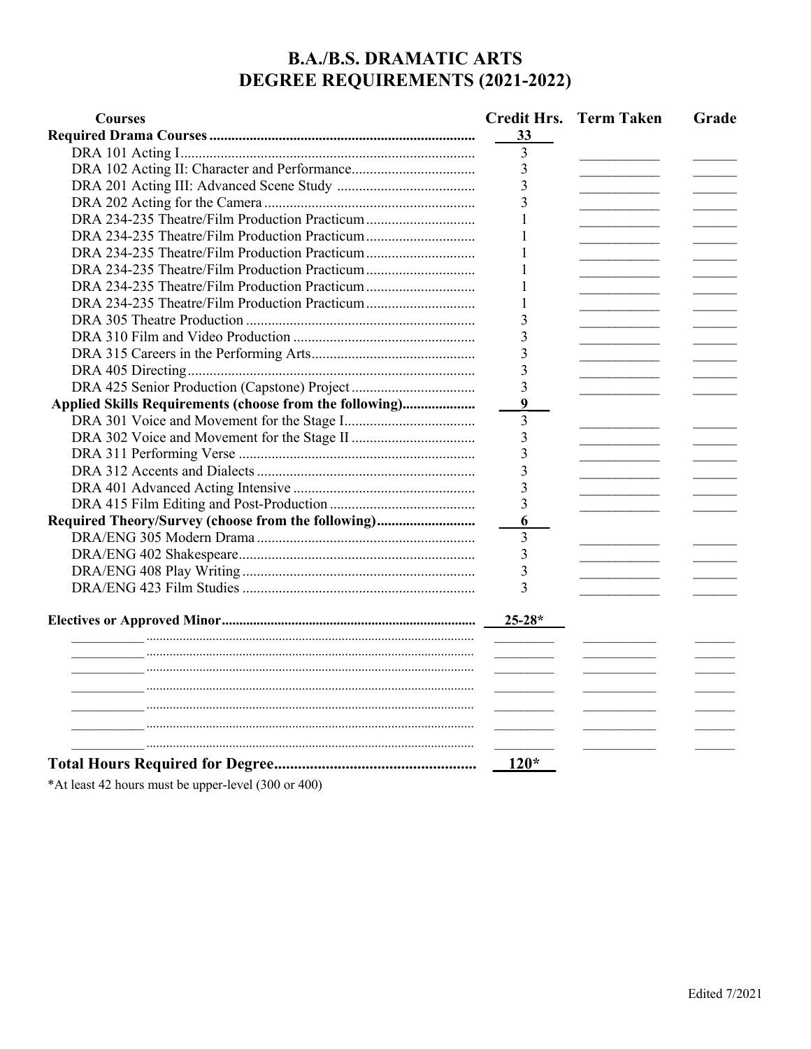# B.A./B.S. DRAMATIC ARTS
# DEGREE REQUIREMENTS (2021-2022)

| Courses | Credit Hrs. | Term Taken | Grade |
|---|---|---|---|
| **Required Drama Courses** | **33** | | |
| DRA 101 Acting I | 3 | | |
| DRA 102 Acting II: Character and Performance | 3 | | |
| DRA 201 Acting III: Advanced Scene Study | 3 | | |
| DRA 202 Acting for the Camera | 3 | | |
| DRA 234-235 Theatre/Film Production Practicum | 1 | | |
| DRA 234-235 Theatre/Film Production Practicum | 1 | | |
| DRA 234-235 Theatre/Film Production Practicum | 1 | | |
| DRA 234-235 Theatre/Film Production Practicum | 1 | | |
| DRA 234-235 Theatre/Film Production Practicum | 1 | | |
| DRA 234-235 Theatre/Film Production Practicum | 1 | | |
| DRA 305 Theatre Production | 3 | | |
| DRA 310 Film and Video Production | 3 | | |
| DRA 315 Careers in the Performing Arts | 3 | | |
| DRA 405 Directing | 3 | | |
| DRA 425 Senior Production (Capstone) Project | 3 | | |
| **Applied Skills Requirements (choose from the following)** | **9** | | |
| DRA 301 Voice and Movement for the Stage I | 3 | | |
| DRA 302 Voice and Movement for the Stage II | 3 | | |
| DRA 311 Performing Verse | 3 | | |
| DRA 312 Accents and Dialects | 3 | | |
| DRA 401 Advanced Acting Intensive | 3 | | |
| DRA 415 Film Editing and Post-Production | 3 | | |
| **Required Theory/Survey (choose from the following)** | **6** | | |
| DRA/ENG 305 Modern Drama | 3 | | |
| DRA/ENG 402 Shakespeare | 3 | | |
| DRA/ENG 408 Play Writing | 3 | | |
| DRA/ENG 423 Film Studies | 3 | | |
| **Electives or Approved Minor** | **25-28*** | | |
| | | | |
| | | | |
| | | | |
| | | | |
| | | | |
| | | | |
| | | | |
| **Total Hours Required for Degree** | **120*** | | |

*At least 42 hours must be upper-level (300 or 400)

Edited 7/2021